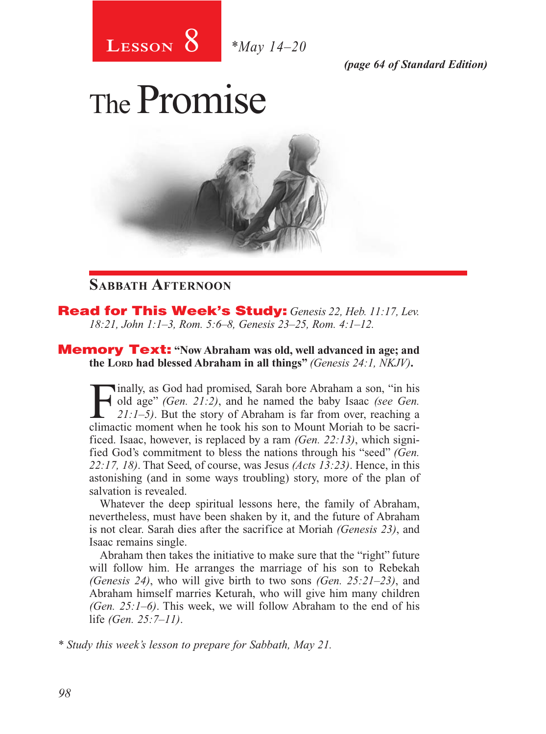# Lesson 8 *May 14–20

*(page 64 of Standard Edition)*

# The Promise

## Sabbath Afternoon

**Read for This Week's Study:** *Genesis 22, Heb. 11:17, Lev. 18:21, John 1:1–3, Rom. 5:6–8, Genesis 23–25, Rom. 4:1–12.*

**Memory Text:** **"Now Abraham was old, well advanced in age; and the Lord had blessed Abraham in all things"** *(Genesis 24:1, NKJV)***.**

Finally, as God had promised, Sarah bore Abraham a son, "in his old age" *(Gen. 21:2)*, and he named the baby Isaac *(see Gen. 21:1–5)*. But the story of Abraham is far from over, reaching a climactic moment when he took his son to Mount Moriah to be sacrificed. Isaac, however, is replaced by a ram *(Gen. 22:13)*, which signified God's commitment to bless the nations through his "seed" *(Gen. 22:17, 18)*. That Seed, of course, was Jesus *(Acts 13:23)*. Hence, in this astonishing (and in some ways troubling) story, more of the plan of salvation is revealed.

Whatever the deep spiritual lessons here, the family of Abraham, nevertheless, must have been shaken by it, and the future of Abraham is not clear. Sarah dies after the sacrifice at Moriah *(Genesis 23)*, and Isaac remains single.

Abraham then takes the initiative to make sure that the "right" future will follow him. He arranges the marriage of his son to Rebekah *(Genesis 24)*, who will give birth to two sons *(Gen. 25:21–23)*, and Abraham himself marries Keturah, who will give him many children *(Gen. 25:1–6)*. This week, we will follow Abraham to the end of his life *(Gen. 25:7–11)*.

*\* Study this week's lesson to prepare for Sabbath, May 21.*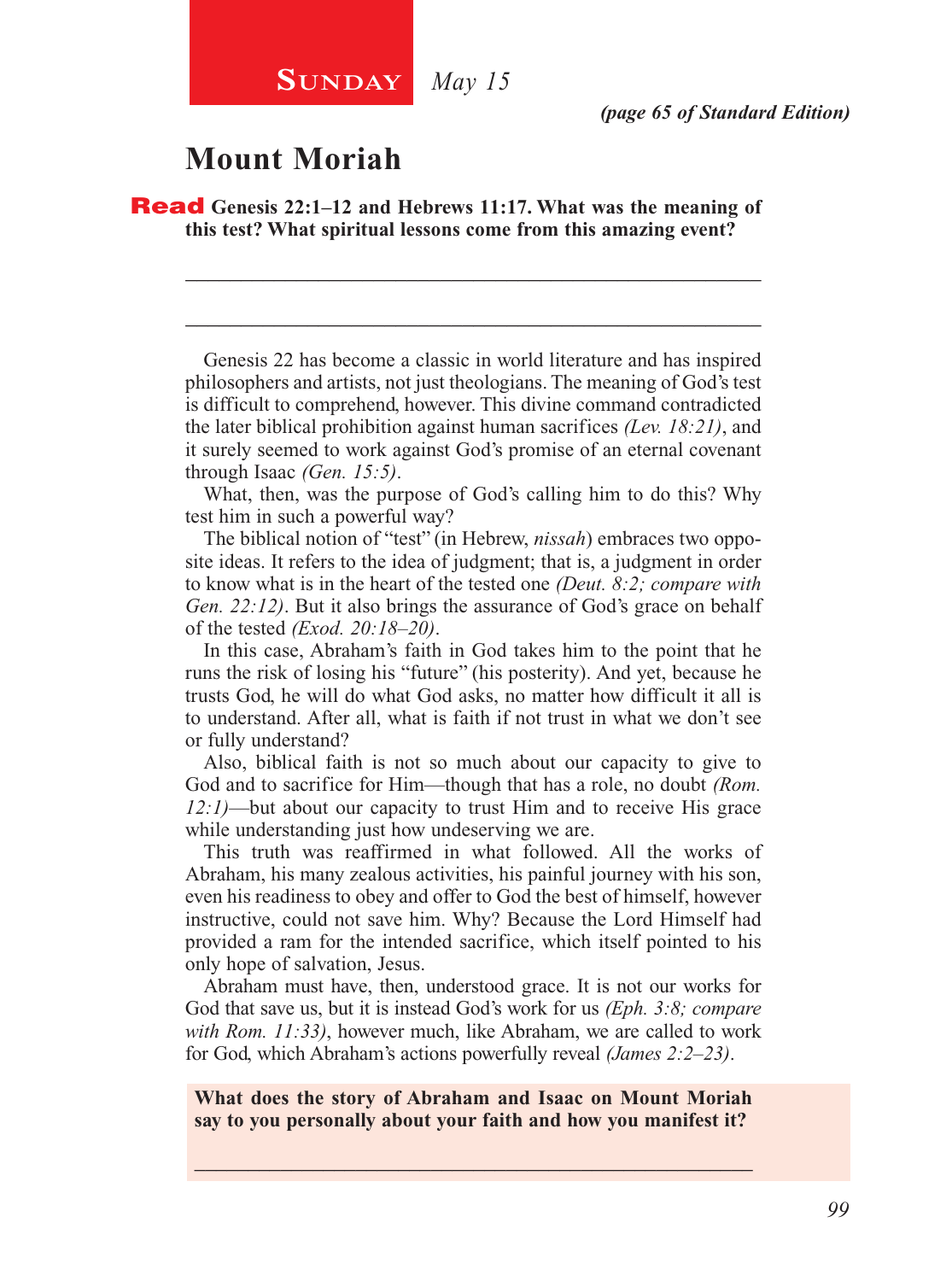**Sunday** *May 15*

*(page 65 of Standard Edition)*

# Mount Moriah

**Read Genesis 22:1–12 and Hebrews 11:17. What was the meaning of this test? What spiritual lessons come from this amazing event?**

_______________________________________________

_______________________________________________

Genesis 22 has become a classic in world literature and has inspired philosophers and artists, not just theologians. The meaning of God's test is difficult to comprehend, however. This divine command contradicted the later biblical prohibition against human sacrifices *(Lev. 18:21)*, and it surely seemed to work against God's promise of an eternal covenant through Isaac *(Gen. 15:5)*.

What, then, was the purpose of God's calling him to do this? Why test him in such a powerful way?

The biblical notion of "test" (in Hebrew, *nissah*) embraces two opposite ideas. It refers to the idea of judgment; that is, a judgment in order to know what is in the heart of the tested one *(Deut. 8:2; compare with Gen. 22:12)*. But it also brings the assurance of God's grace on behalf of the tested *(Exod. 20:18–20)*.

In this case, Abraham's faith in God takes him to the point that he runs the risk of losing his "future" (his posterity). And yet, because he trusts God, he will do what God asks, no matter how difficult it all is to understand. After all, what is faith if not trust in what we don't see or fully understand?

Also, biblical faith is not so much about our capacity to give to God and to sacrifice for Him—though that has a role, no doubt *(Rom. 12:1)*—but about our capacity to trust Him and to receive His grace while understanding just how undeserving we are.

This truth was reaffirmed in what followed. All the works of Abraham, his many zealous activities, his painful journey with his son, even his readiness to obey and offer to God the best of himself, however instructive, could not save him. Why? Because the Lord Himself had provided a ram for the intended sacrifice, which itself pointed to his only hope of salvation, Jesus.

Abraham must have, then, understood grace. It is not our works for God that save us, but it is instead God's work for us *(Eph. 3:8; compare with Rom. 11:33)*, however much, like Abraham, we are called to work for God, which Abraham's actions powerfully reveal *(James 2:2–23)*.

**What does the story of Abraham and Isaac on Mount Moriah say to you personally about your faith and how you manifest it?**

_______________________________________________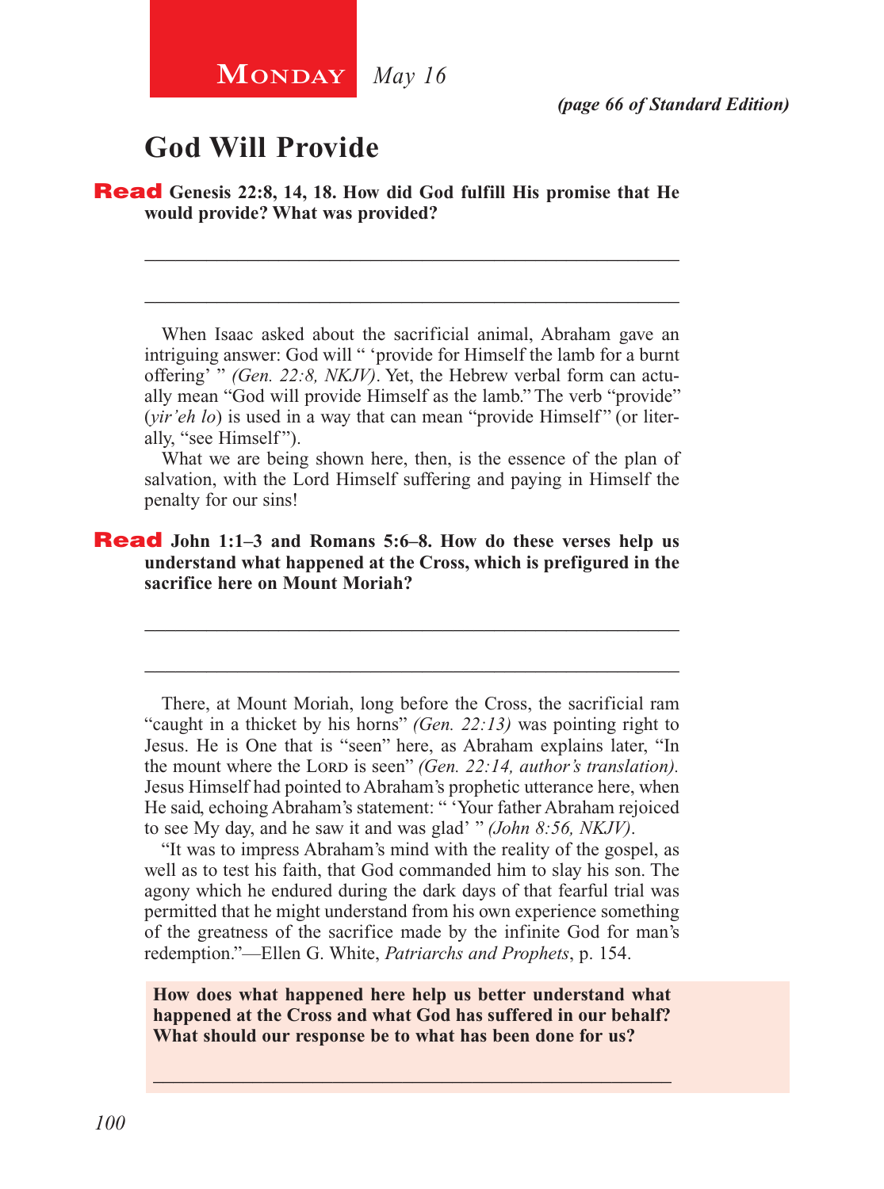**Monday** *May 16*

*(page 66 of Standard Edition)*

## God Will Provide

**Read Genesis 22:8, 14, 18. How did God fulfill His promise that He would provide? What was provided?**

_______________________________________________

_______________________________________________

When Isaac asked about the sacrificial animal, Abraham gave an intriguing answer: God will " 'provide for Himself the lamb for a burnt offering' " *(Gen. 22:8, NKJV)*. Yet, the Hebrew verbal form can actually mean "God will provide Himself as the lamb." The verb "provide" (*yir'eh lo*) is used in a way that can mean "provide Himself" (or literally, "see Himself").

What we are being shown here, then, is the essence of the plan of salvation, with the Lord Himself suffering and paying in Himself the penalty for our sins!

**Read John 1:1–3 and Romans 5:6–8. How do these verses help us understand what happened at the Cross, which is prefigured in the sacrifice here on Mount Moriah?**

_______________________________________________

_______________________________________________

There, at Mount Moriah, long before the Cross, the sacrificial ram "caught in a thicket by his horns" *(Gen. 22:13)* was pointing right to Jesus. He is One that is "seen" here, as Abraham explains later, "In the mount where the Lord is seen" *(Gen. 22:14, author's translation).* Jesus Himself had pointed to Abraham's prophetic utterance here, when He said, echoing Abraham's statement: " 'Your father Abraham rejoiced to see My day, and he saw it and was glad' " *(John 8:56, NKJV)*.

"It was to impress Abraham's mind with the reality of the gospel, as well as to test his faith, that God commanded him to slay his son. The agony which he endured during the dark days of that fearful trial was permitted that he might understand from his own experience something of the greatness of the sacrifice made by the infinite God for man's redemption."—Ellen G. White, *Patriarchs and Prophets*, p. 154.

**How does what happened here help us better understand what happened at the Cross and what God has suffered in our behalf? What should our response be to what has been done for us?**

_______________________________________________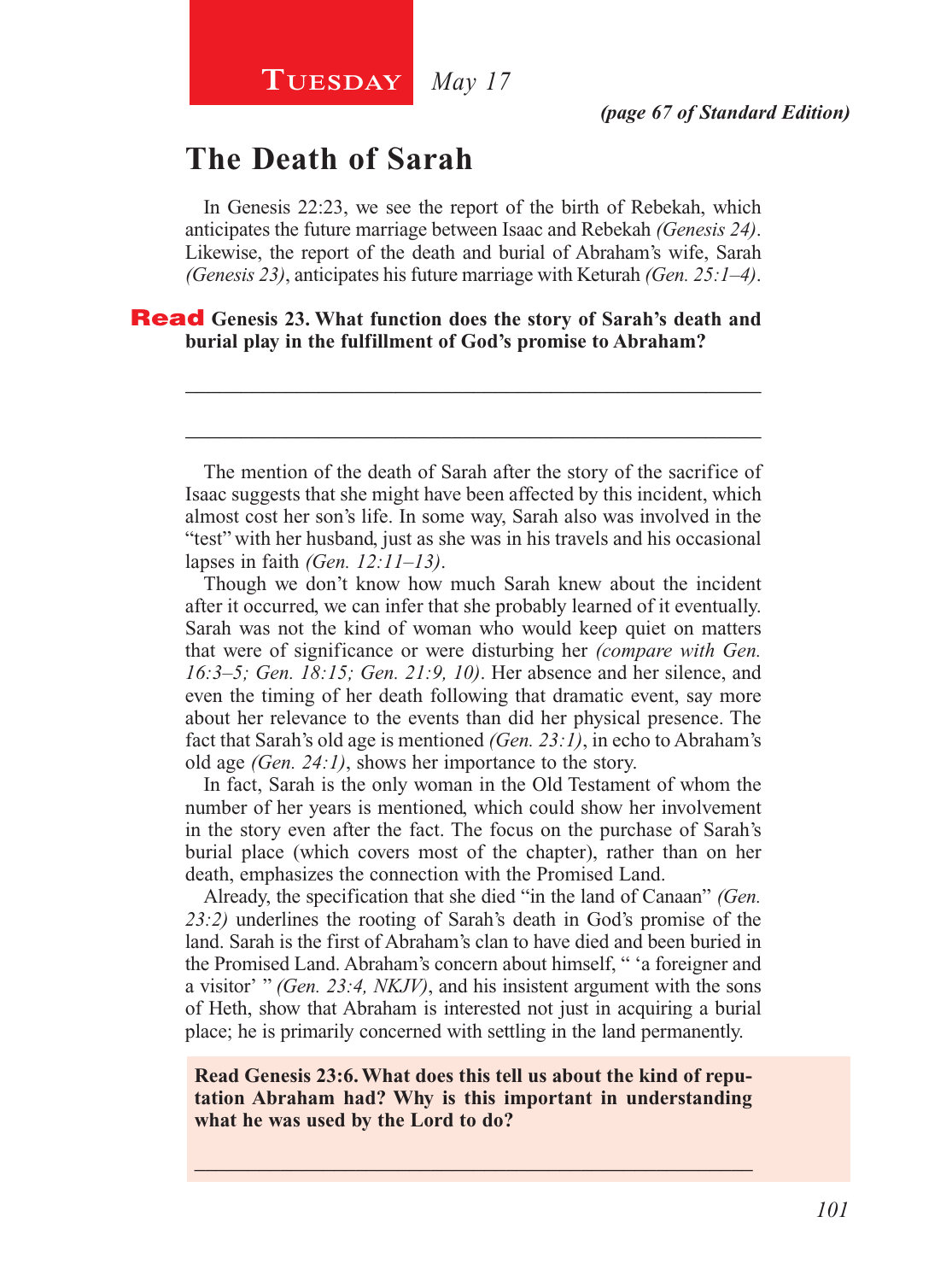**Tuesday** *May 17*

*(page 67 of Standard Edition)*

## The Death of Sarah

In Genesis 22:23, we see the report of the birth of Rebekah, which anticipates the future marriage between Isaac and Rebekah *(Genesis 24)*. Likewise, the report of the death and burial of Abraham's wife, Sarah *(Genesis 23)*, anticipates his future marriage with Keturah *(Gen. 25:1–4)*.

**Read Genesis 23. What function does the story of Sarah's death and burial play in the fulfillment of God's promise to Abraham?**

_____________________________________________________________

_____________________________________________________________

The mention of the death of Sarah after the story of the sacrifice of Isaac suggests that she might have been affected by this incident, which almost cost her son's life. In some way, Sarah also was involved in the "test" with her husband, just as she was in his travels and his occasional lapses in faith *(Gen. 12:11–13)*.

Though we don't know how much Sarah knew about the incident after it occurred, we can infer that she probably learned of it eventually. Sarah was not the kind of woman who would keep quiet on matters that were of significance or were disturbing her *(compare with Gen. 16:3–5; Gen. 18:15; Gen. 21:9, 10)*. Her absence and her silence, and even the timing of her death following that dramatic event, say more about her relevance to the events than did her physical presence. The fact that Sarah's old age is mentioned *(Gen. 23:1)*, in echo to Abraham's old age *(Gen. 24:1)*, shows her importance to the story.

In fact, Sarah is the only woman in the Old Testament of whom the number of her years is mentioned, which could show her involvement in the story even after the fact. The focus on the purchase of Sarah's burial place (which covers most of the chapter), rather than on her death, emphasizes the connection with the Promised Land.

Already, the specification that she died "in the land of Canaan" *(Gen. 23:2)* underlines the rooting of Sarah's death in God's promise of the land. Sarah is the first of Abraham's clan to have died and been buried in the Promised Land. Abraham's concern about himself, " 'a foreigner and a visitor' " *(Gen. 23:4, NKJV)*, and his insistent argument with the sons of Heth, show that Abraham is interested not just in acquiring a burial place; he is primarily concerned with settling in the land permanently.

**Read Genesis 23:6. What does this tell us about the kind of reputation Abraham had? Why is this important in understanding what he was used by the Lord to do?**

_____________________________________________________________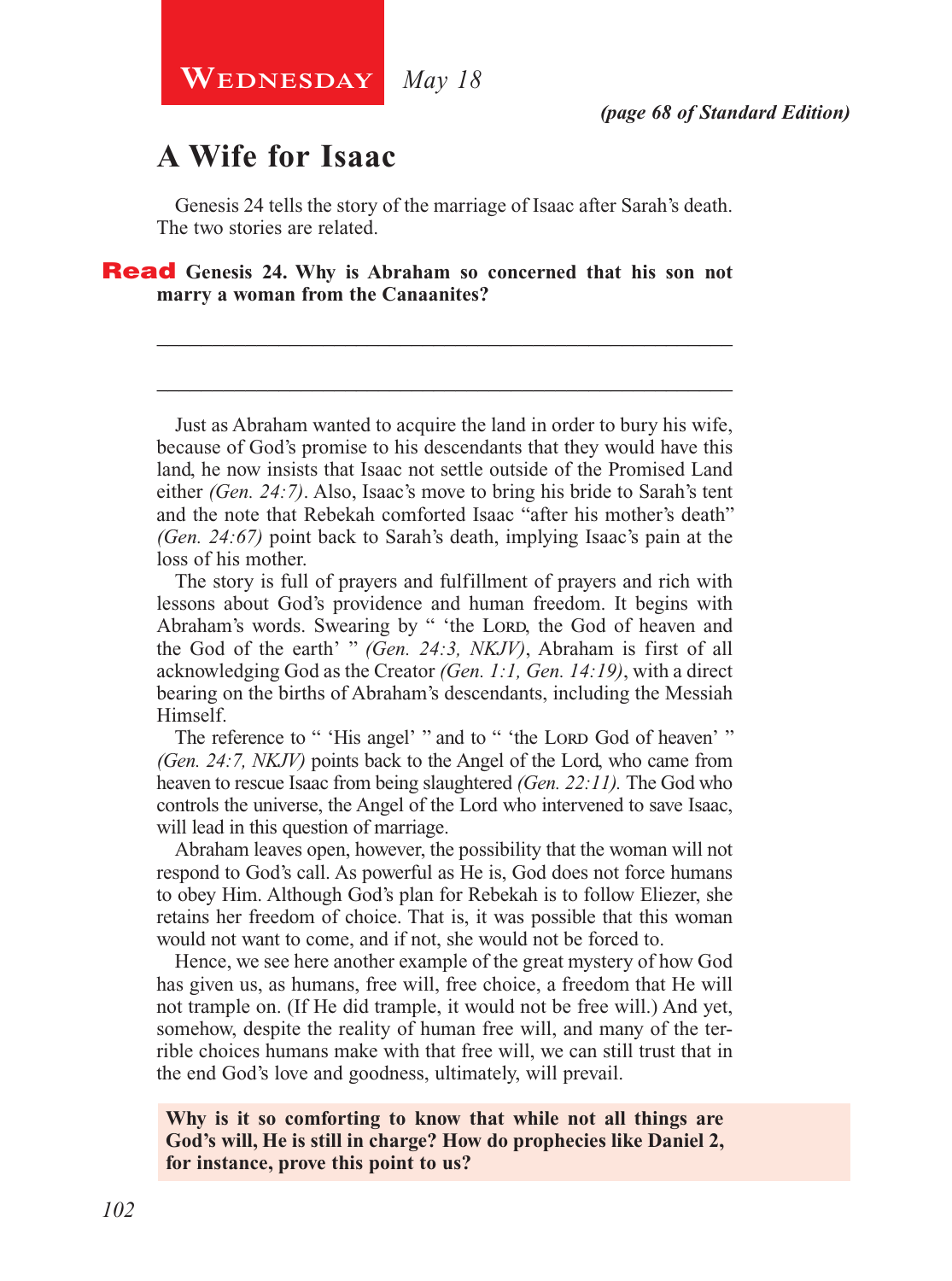**Wednesday** *May 18*

*(page 68 of Standard Edition)*

# A Wife for Isaac

Genesis 24 tells the story of the marriage of Isaac after Sarah's death. The two stories are related.

**Read Genesis 24. Why is Abraham so concerned that his son not marry a woman from the Canaanites?**

_______________________________________________________________

_______________________________________________________________

Just as Abraham wanted to acquire the land in order to bury his wife, because of God's promise to his descendants that they would have this land, he now insists that Isaac not settle outside of the Promised Land either *(Gen. 24:7)*. Also, Isaac's move to bring his bride to Sarah's tent and the note that Rebekah comforted Isaac "after his mother's death" *(Gen. 24:67)* point back to Sarah's death, implying Isaac's pain at the loss of his mother.

The story is full of prayers and fulfillment of prayers and rich with lessons about God's providence and human freedom. It begins with Abraham's words. Swearing by " 'the Lord, the God of heaven and the God of the earth' " *(Gen. 24:3, NKJV)*, Abraham is first of all acknowledging God as the Creator *(Gen. 1:1, Gen. 14:19)*, with a direct bearing on the births of Abraham's descendants, including the Messiah Himself.

The reference to " 'His angel' " and to " 'the Lord God of heaven' " *(Gen. 24:7, NKJV)* points back to the Angel of the Lord, who came from heaven to rescue Isaac from being slaughtered *(Gen. 22:11).* The God who controls the universe, the Angel of the Lord who intervened to save Isaac, will lead in this question of marriage.

Abraham leaves open, however, the possibility that the woman will not respond to God's call. As powerful as He is, God does not force humans to obey Him. Although God's plan for Rebekah is to follow Eliezer, she retains her freedom of choice. That is, it was possible that this woman would not want to come, and if not, she would not be forced to.

Hence, we see here another example of the great mystery of how God has given us, as humans, free will, free choice, a freedom that He will not trample on. (If He did trample, it would not be free will.) And yet, somehow, despite the reality of human free will, and many of the terrible choices humans make with that free will, we can still trust that in the end God's love and goodness, ultimately, will prevail.

**Why is it so comforting to know that while not all things are God's will, He is still in charge? How do prophecies like Daniel 2, for instance, prove this point to us?**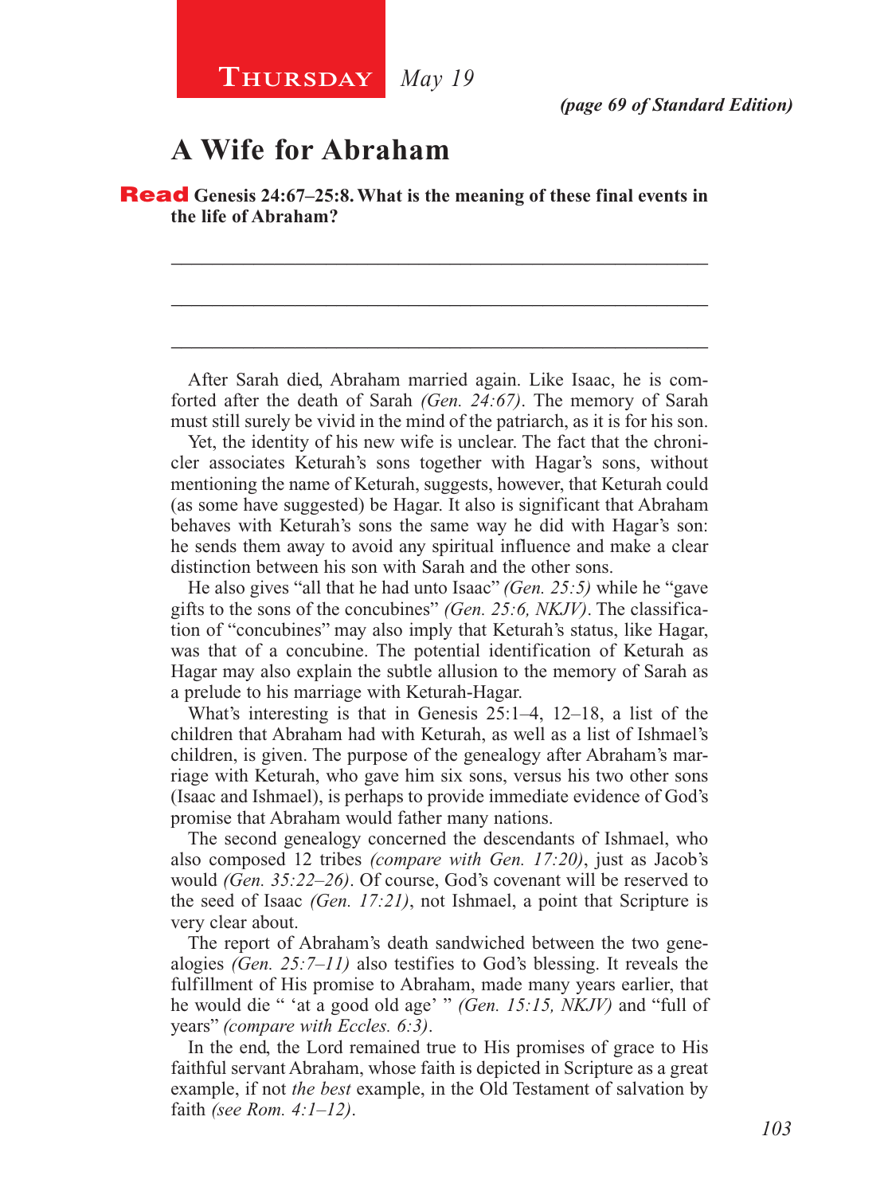**Thursday** *May 19*

*(page 69 of Standard Edition)*

# A Wife for Abraham

**Read Genesis 24:67–25:8. What is the meaning of these final events in the life of Abraham?**

_______________________________________________________________

_______________________________________________________________

_______________________________________________________________

After Sarah died, Abraham married again. Like Isaac, he is comforted after the death of Sarah *(Gen. 24:67)*. The memory of Sarah must still surely be vivid in the mind of the patriarch, as it is for his son.

Yet, the identity of his new wife is unclear. The fact that the chronicler associates Keturah's sons together with Hagar's sons, without mentioning the name of Keturah, suggests, however, that Keturah could (as some have suggested) be Hagar. It also is significant that Abraham behaves with Keturah's sons the same way he did with Hagar's son: he sends them away to avoid any spiritual influence and make a clear distinction between his son with Sarah and the other sons.

He also gives "all that he had unto Isaac" *(Gen. 25:5)* while he "gave gifts to the sons of the concubines" *(Gen. 25:6, NKJV)*. The classification of "concubines" may also imply that Keturah's status, like Hagar, was that of a concubine. The potential identification of Keturah as Hagar may also explain the subtle allusion to the memory of Sarah as a prelude to his marriage with Keturah-Hagar.

What's interesting is that in Genesis 25:1–4, 12–18, a list of the children that Abraham had with Keturah, as well as a list of Ishmael's children, is given. The purpose of the genealogy after Abraham's marriage with Keturah, who gave him six sons, versus his two other sons (Isaac and Ishmael), is perhaps to provide immediate evidence of God's promise that Abraham would father many nations.

The second genealogy concerned the descendants of Ishmael, who also composed 12 tribes *(compare with Gen. 17:20)*, just as Jacob's would *(Gen. 35:22–26)*. Of course, God's covenant will be reserved to the seed of Isaac *(Gen. 17:21)*, not Ishmael, a point that Scripture is very clear about.

The report of Abraham's death sandwiched between the two genealogies *(Gen. 25:7–11)* also testifies to God's blessing. It reveals the fulfillment of His promise to Abraham, made many years earlier, that he would die " 'at a good old age' " *(Gen. 15:15, NKJV)* and "full of years" *(compare with Eccles. 6:3)*.

In the end, the Lord remained true to His promises of grace to His faithful servant Abraham, whose faith is depicted in Scripture as a great example, if not *the best* example, in the Old Testament of salvation by faith *(see Rom. 4:1–12)*.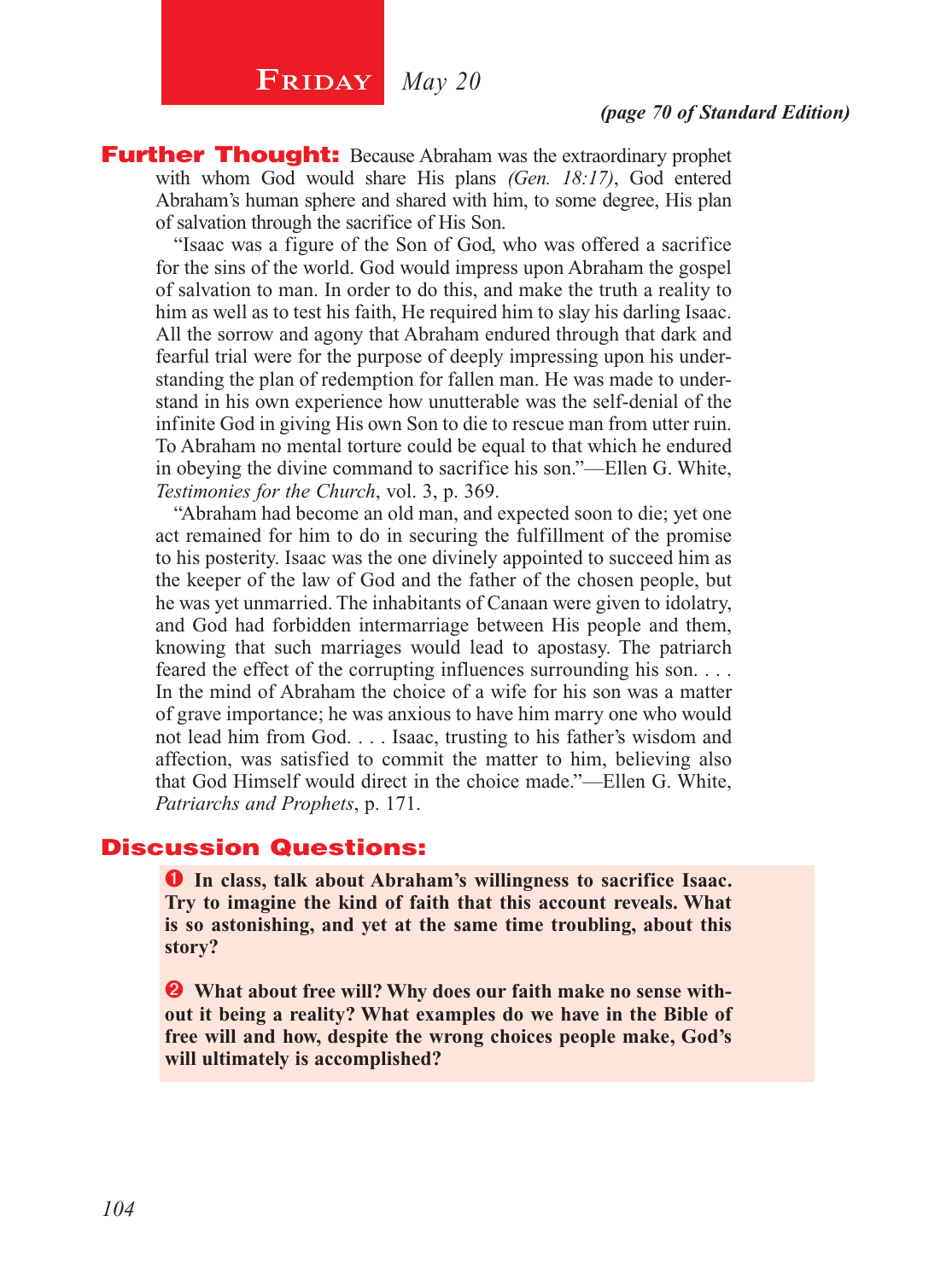## Friday *May 20*

***(page 70 of Standard Edition)***

**Further Thought:** Because Abraham was the extraordinary prophet with whom God would share His plans *(Gen. 18:17)*, God entered Abraham's human sphere and shared with him, to some degree, His plan of salvation through the sacrifice of His Son.

"Isaac was a figure of the Son of God, who was offered a sacrifice for the sins of the world. God would impress upon Abraham the gospel of salvation to man. In order to do this, and make the truth a reality to him as well as to test his faith, He required him to slay his darling Isaac. All the sorrow and agony that Abraham endured through that dark and fearful trial were for the purpose of deeply impressing upon his understanding the plan of redemption for fallen man. He was made to understand in his own experience how unutterable was the self-denial of the infinite God in giving His own Son to die to rescue man from utter ruin. To Abraham no mental torture could be equal to that which he endured in obeying the divine command to sacrifice his son."—Ellen G. White, *Testimonies for the Church*, vol. 3, p. 369.

"Abraham had become an old man, and expected soon to die; yet one act remained for him to do in securing the fulfillment of the promise to his posterity. Isaac was the one divinely appointed to succeed him as the keeper of the law of God and the father of the chosen people, but he was yet unmarried. The inhabitants of Canaan were given to idolatry, and God had forbidden intermarriage between His people and them, knowing that such marriages would lead to apostasy. The patriarch feared the effect of the corrupting influences surrounding his son. . . . In the mind of Abraham the choice of a wife for his son was a matter of grave importance; he was anxious to have him marry one who would not lead him from God. . . . Isaac, trusting to his father's wisdom and affection, was satisfied to commit the matter to him, believing also that God Himself would direct in the choice made."—Ellen G. White, *Patriarchs and Prophets*, p. 171.

## Discussion Questions:

1. **In class, talk about Abraham's willingness to sacrifice Isaac. Try to imagine the kind of faith that this account reveals. What is so astonishing, and yet at the same time troubling, about this story?**

2. **What about free will? Why does our faith make no sense without it being a reality? What examples do we have in the Bible of free will and how, despite the wrong choices people make, God's will ultimately is accomplished?**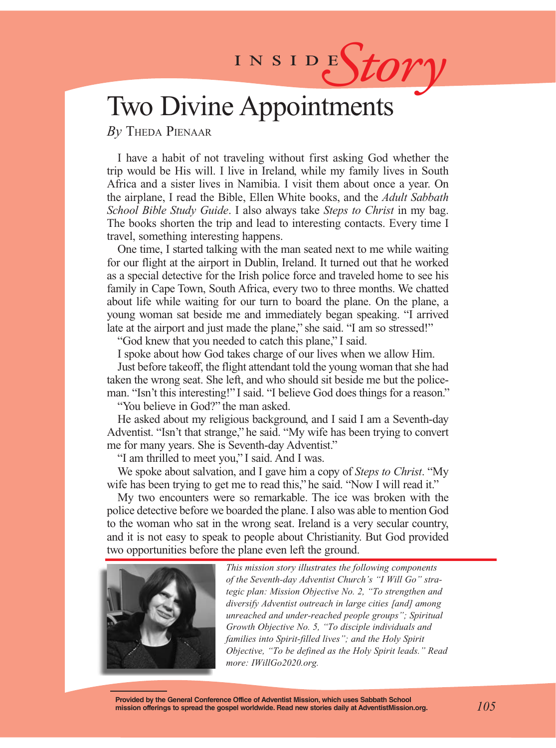INSIDE *Story*

# Two Divine Appointments

*By* Theda Pienaar

I have a habit of not traveling without first asking God whether the trip would be His will. I live in Ireland, while my family lives in South Africa and a sister lives in Namibia. I visit them about once a year. On the airplane, I read the Bible, Ellen White books, and the *Adult Sabbath School Bible Study Guide*. I also always take *Steps to Christ* in my bag. The books shorten the trip and lead to interesting contacts. Every time I travel, something interesting happens.

One time, I started talking with the man seated next to me while waiting for our flight at the airport in Dublin, Ireland. It turned out that he worked as a special detective for the Irish police force and traveled home to see his family in Cape Town, South Africa, every two to three months. We chatted about life while waiting for our turn to board the plane. On the plane, a young woman sat beside me and immediately began speaking. "I arrived late at the airport and just made the plane," she said. "I am so stressed!"

"God knew that you needed to catch this plane," I said.

I spoke about how God takes charge of our lives when we allow Him.

Just before takeoff, the flight attendant told the young woman that she had taken the wrong seat. She left, and who should sit beside me but the policeman. "Isn't this interesting!" I said. "I believe God does things for a reason."

"You believe in God?" the man asked.

He asked about my religious background, and I said I am a Seventh-day Adventist. "Isn't that strange," he said. "My wife has been trying to convert me for many years. She is Seventh-day Adventist."

"I am thrilled to meet you," I said. And I was.

We spoke about salvation, and I gave him a copy of *Steps to Christ*. "My wife has been trying to get me to read this," he said. "Now I will read it."

My two encounters were so remarkable. The ice was broken with the police detective before we boarded the plane. I also was able to mention God to the woman who sat in the wrong seat. Ireland is a very secular country, and it is not easy to speak to people about Christianity. But God provided two opportunities before the plane even left the ground.

*This mission story illustrates the following components of the Seventh-day Adventist Church's "I Will Go" strategic plan: Mission Objective No. 2, "To strengthen and diversify Adventist outreach in large cities [and] among unreached and under-reached people groups"; Spiritual Growth Objective No. 5, "To disciple individuals and families into Spirit-filled lives"; and the Holy Spirit Objective, "To be defined as the Holy Spirit leads." Read more: IWillGo2020.org.*

**Provided by the General Conference Office of Adventist Mission, which uses Sabbath School mission offerings to spread the gospel worldwide. Read new stories daily at AdventistMission.org.**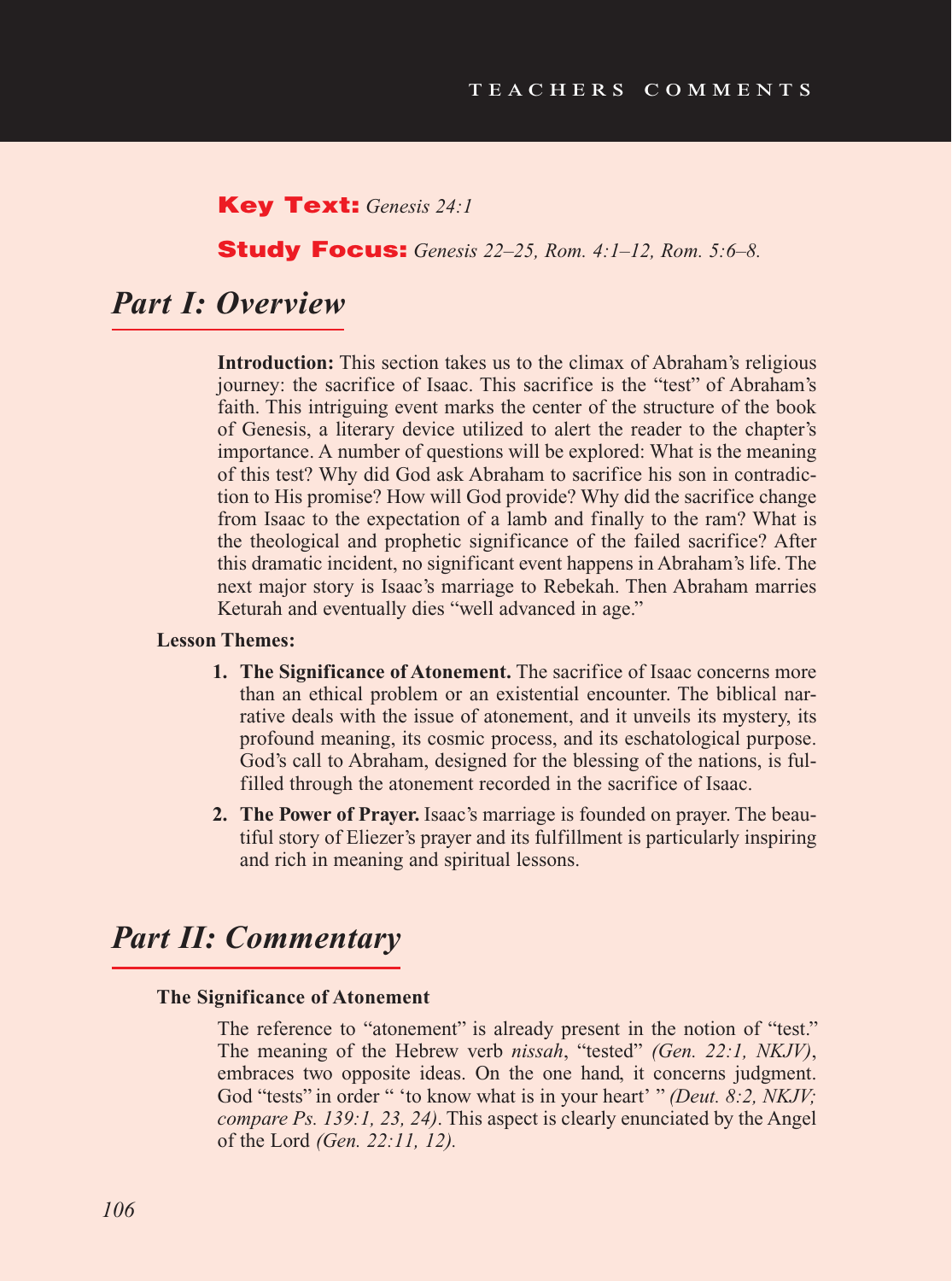TEACHERS COMMENTS

**Key Text:** *Genesis 24:1*

**Study Focus:** *Genesis 22–25, Rom. 4:1–12, Rom. 5:6–8.*

# *Part I: Overview*

**Introduction:** This section takes us to the climax of Abraham's religious journey: the sacrifice of Isaac. This sacrifice is the "test" of Abraham's faith. This intriguing event marks the center of the structure of the book of Genesis, a literary device utilized to alert the reader to the chapter's importance. A number of questions will be explored: What is the meaning of this test? Why did God ask Abraham to sacrifice his son in contradiction to His promise? How will God provide? Why did the sacrifice change from Isaac to the expectation of a lamb and finally to the ram? What is the theological and prophetic significance of the failed sacrifice? After this dramatic incident, no significant event happens in Abraham's life. The next major story is Isaac's marriage to Rebekah. Then Abraham marries Keturah and eventually dies "well advanced in age."

**Lesson Themes:**

1. **The Significance of Atonement.** The sacrifice of Isaac concerns more than an ethical problem or an existential encounter. The biblical narrative deals with the issue of atonement, and it unveils its mystery, its profound meaning, its cosmic process, and its eschatological purpose. God's call to Abraham, designed for the blessing of the nations, is fulfilled through the atonement recorded in the sacrifice of Isaac.
2. **The Power of Prayer.** Isaac's marriage is founded on prayer. The beautiful story of Eliezer's prayer and its fulfillment is particularly inspiring and rich in meaning and spiritual lessons.

# *Part II: Commentary*

### The Significance of Atonement

The reference to "atonement" is already present in the notion of "test." The meaning of the Hebrew verb *nissah*, "tested" *(Gen. 22:1, NKJV)*, embraces two opposite ideas. On the one hand, it concerns judgment. God "tests" in order " 'to know what is in your heart' " *(Deut. 8:2, NKJV; compare Ps. 139:1, 23, 24)*. This aspect is clearly enunciated by the Angel of the Lord *(Gen. 22:11, 12)*.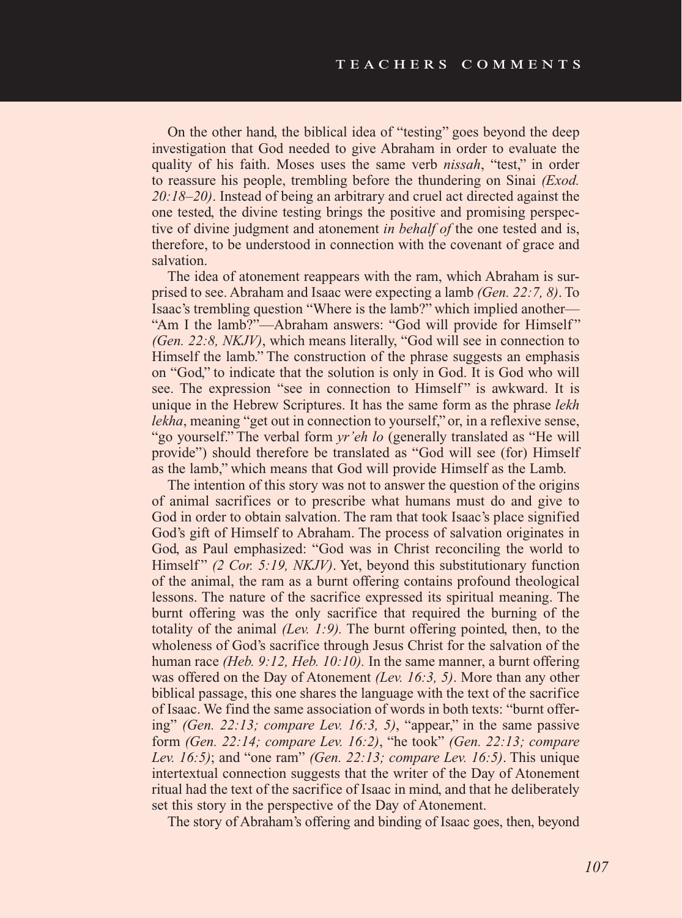On the other hand, the biblical idea of "testing" goes beyond the deep investigation that God needed to give Abraham in order to evaluate the quality of his faith. Moses uses the same verb *nissah*, "test," in order to reassure his people, trembling before the thundering on Sinai *(Exod. 20:18–20)*. Instead of being an arbitrary and cruel act directed against the one tested, the divine testing brings the positive and promising perspective of divine judgment and atonement *in behalf of* the one tested and is, therefore, to be understood in connection with the covenant of grace and salvation.

The idea of atonement reappears with the ram, which Abraham is surprised to see. Abraham and Isaac were expecting a lamb *(Gen. 22:7, 8)*. To Isaac's trembling question "Where is the lamb?" which implied another—"Am I the lamb?"—Abraham answers: "God will provide for Himself" *(Gen. 22:8, NKJV)*, which means literally, "God will see in connection to Himself the lamb." The construction of the phrase suggests an emphasis on "God," to indicate that the solution is only in God. It is God who will see. The expression "see in connection to Himself" is awkward. It is unique in the Hebrew Scriptures. It has the same form as the phrase *lekh lekha*, meaning "get out in connection to yourself," or, in a reflexive sense, "go yourself." The verbal form *yr'eh lo* (generally translated as "He will provide") should therefore be translated as "God will see (for) Himself as the lamb," which means that God will provide Himself as the Lamb.

The intention of this story was not to answer the question of the origins of animal sacrifices or to prescribe what humans must do and give to God in order to obtain salvation. The ram that took Isaac's place signified God's gift of Himself to Abraham. The process of salvation originates in God, as Paul emphasized: "God was in Christ reconciling the world to Himself" *(2 Cor. 5:19, NKJV)*. Yet, beyond this substitutionary function of the animal, the ram as a burnt offering contains profound theological lessons. The nature of the sacrifice expressed its spiritual meaning. The burnt offering was the only sacrifice that required the burning of the totality of the animal *(Lev. 1:9).* The burnt offering pointed, then, to the wholeness of God's sacrifice through Jesus Christ for the salvation of the human race *(Heb. 9:12, Heb. 10:10).* In the same manner, a burnt offering was offered on the Day of Atonement *(Lev. 16:3, 5)*. More than any other biblical passage, this one shares the language with the text of the sacrifice of Isaac. We find the same association of words in both texts: "burnt offering" *(Gen. 22:13; compare Lev. 16:3, 5)*, "appear," in the same passive form *(Gen. 22:14; compare Lev. 16:2)*, "he took" *(Gen. 22:13; compare Lev. 16:5)*; and "one ram" *(Gen. 22:13; compare Lev. 16:5)*. This unique intertextual connection suggests that the writer of the Day of Atonement ritual had the text of the sacrifice of Isaac in mind, and that he deliberately set this story in the perspective of the Day of Atonement.

The story of Abraham's offering and binding of Isaac goes, then, beyond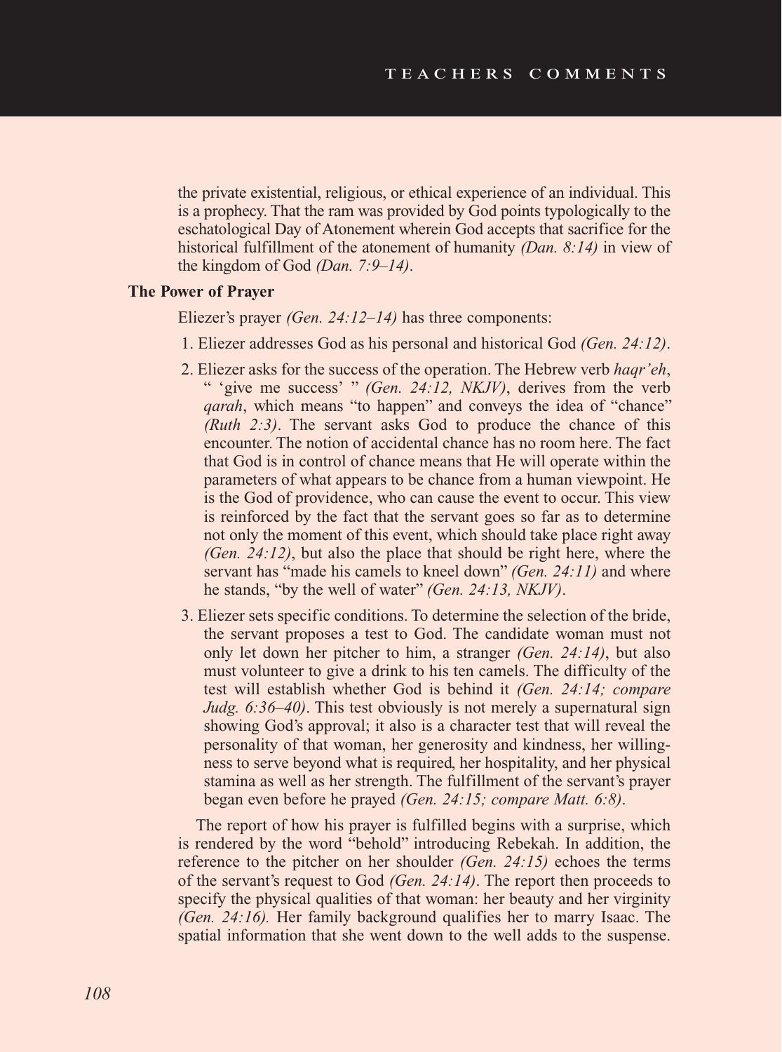the private existential, religious, or ethical experience of an individual. This is a prophecy. That the ram was provided by God points typologically to the eschatological Day of Atonement wherein God accepts that sacrifice for the historical fulfillment of the atonement of humanity *(Dan. 8:14)* in view of the kingdom of God *(Dan. 7:9–14)*.

**The Power of Prayer**

Eliezer's prayer *(Gen. 24:12–14)* has three components:

1. Eliezer addresses God as his personal and historical God *(Gen. 24:12)*.
2. Eliezer asks for the success of the operation. The Hebrew verb *haqr'eh*, " 'give me success' " *(Gen. 24:12, NKJV)*, derives from the verb *qarah*, which means "to happen" and conveys the idea of "chance" *(Ruth 2:3)*. The servant asks God to produce the chance of this encounter. The notion of accidental chance has no room here. The fact that God is in control of chance means that He will operate within the parameters of what appears to be chance from a human viewpoint. He is the God of providence, who can cause the event to occur. This view is reinforced by the fact that the servant goes so far as to determine not only the moment of this event, which should take place right away *(Gen. 24:12)*, but also the place that should be right here, where the servant has "made his camels to kneel down" *(Gen. 24:11)* and where he stands, "by the well of water" *(Gen. 24:13, NKJV)*.
3. Eliezer sets specific conditions. To determine the selection of the bride, the servant proposes a test to God. The candidate woman must not only let down her pitcher to him, a stranger *(Gen. 24:14)*, but also must volunteer to give a drink to his ten camels. The difficulty of the test will establish whether God is behind it *(Gen. 24:14; compare Judg. 6:36–40)*. This test obviously is not merely a supernatural sign showing God's approval; it also is a character test that will reveal the personality of that woman, her generosity and kindness, her willingness to serve beyond what is required, her hospitality, and her physical stamina as well as her strength. The fulfillment of the servant's prayer began even before he prayed *(Gen. 24:15; compare Matt. 6:8)*.

The report of how his prayer is fulfilled begins with a surprise, which is rendered by the word "behold" introducing Rebekah. In addition, the reference to the pitcher on her shoulder *(Gen. 24:15)* echoes the terms of the servant's request to God *(Gen. 24:14)*. The report then proceeds to specify the physical qualities of that woman: her beauty and her virginity *(Gen. 24:16).* Her family background qualifies her to marry Isaac. The spatial information that she went down to the well adds to the suspense.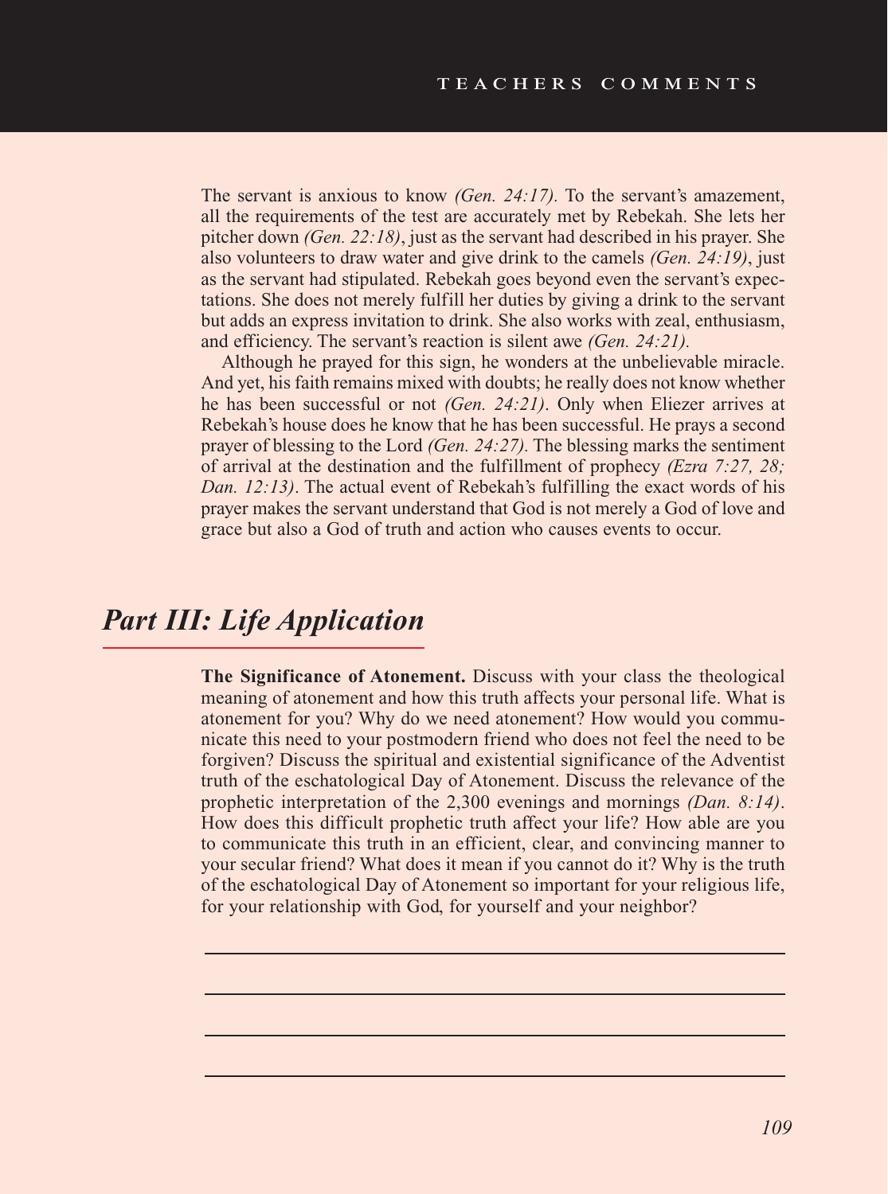The servant is anxious to know *(Gen. 24:17).* To the servant's amazement, all the requirements of the test are accurately met by Rebekah. She lets her pitcher down *(Gen. 22:18)*, just as the servant had described in his prayer. She also volunteers to draw water and give drink to the camels *(Gen. 24:19)*, just as the servant had stipulated. Rebekah goes beyond even the servant's expectations. She does not merely fulfill her duties by giving a drink to the servant but adds an express invitation to drink. She also works with zeal, enthusiasm, and efficiency. The servant's reaction is silent awe *(Gen. 24:21).*

Although he prayed for this sign, he wonders at the unbelievable miracle. And yet, his faith remains mixed with doubts; he really does not know whether he has been successful or not *(Gen. 24:21)*. Only when Eliezer arrives at Rebekah's house does he know that he has been successful. He prays a second prayer of blessing to the Lord *(Gen. 24:27).* The blessing marks the sentiment of arrival at the destination and the fulfillment of prophecy *(Ezra 7:27, 28; Dan. 12:13)*. The actual event of Rebekah's fulfilling the exact words of his prayer makes the servant understand that God is not merely a God of love and grace but also a God of truth and action who causes events to occur.

## *Part III: Life Application*

**The Significance of Atonement.** Discuss with your class the theological meaning of atonement and how this truth affects your personal life. What is atonement for you? Why do we need atonement? How would you communicate this need to your postmodern friend who does not feel the need to be forgiven? Discuss the spiritual and existential significance of the Adventist truth of the eschatological Day of Atonement. Discuss the relevance of the prophetic interpretation of the 2,300 evenings and mornings *(Dan. 8:14)*. How does this difficult prophetic truth affect your life? How able are you to communicate this truth in an efficient, clear, and convincing manner to your secular friend? What does it mean if you cannot do it? Why is the truth of the eschatological Day of Atonement so important for your religious life, for your relationship with God, for yourself and your neighbor?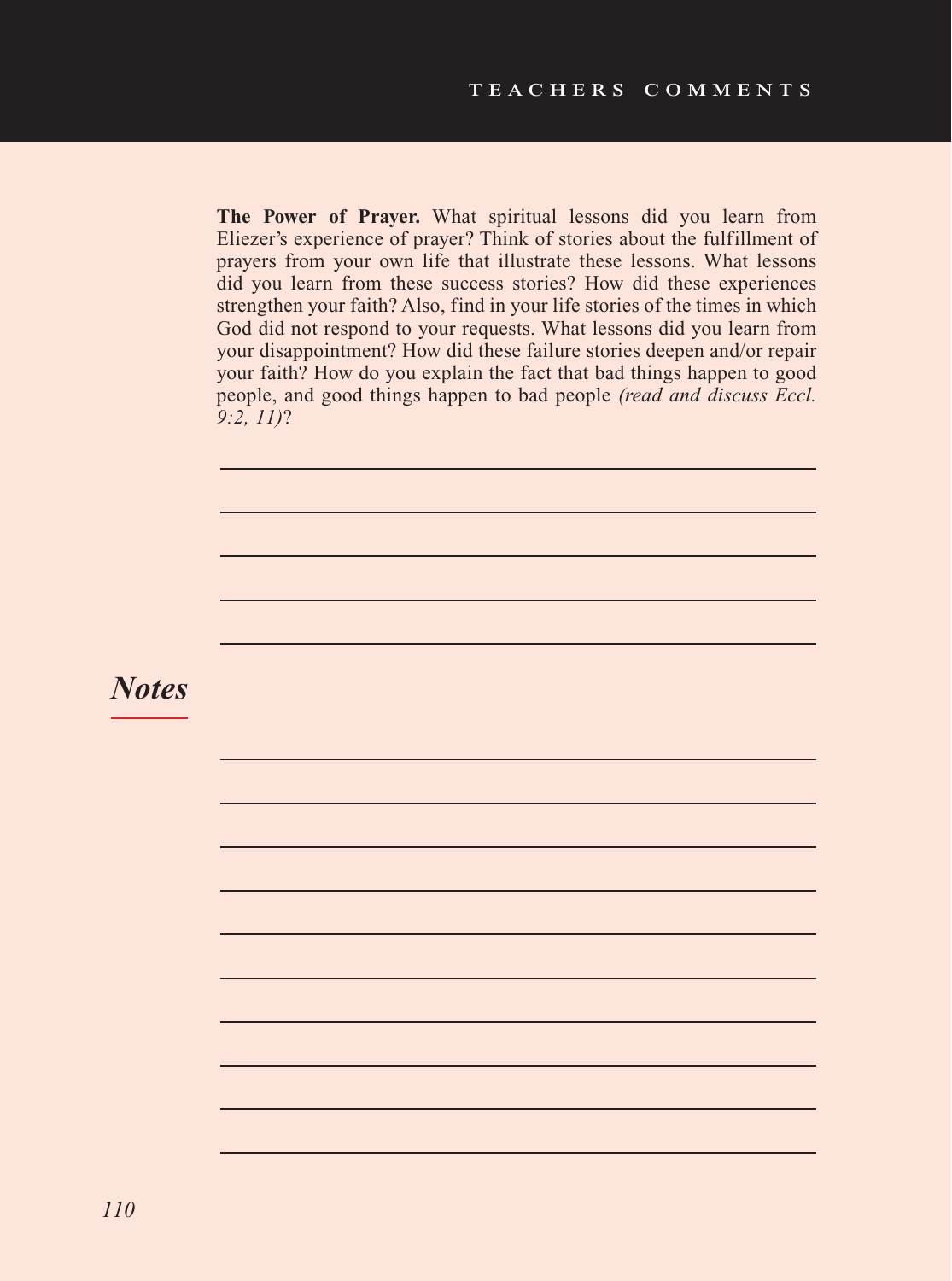**The Power of Prayer.** What spiritual lessons did you learn from Eliezer's experience of prayer? Think of stories about the fulfillment of prayers from your own life that illustrate these lessons. What lessons did you learn from these success stories? How did these experiences strengthen your faith? Also, find in your life stories of the times in which God did not respond to your requests. What lessons did you learn from your disappointment? How did these failure stories deepen and/or repair your faith? How do you explain the fact that bad things happen to good people, and good things happen to bad people *(read and discuss Eccl. 9:2, 11)*?

## *Notes*